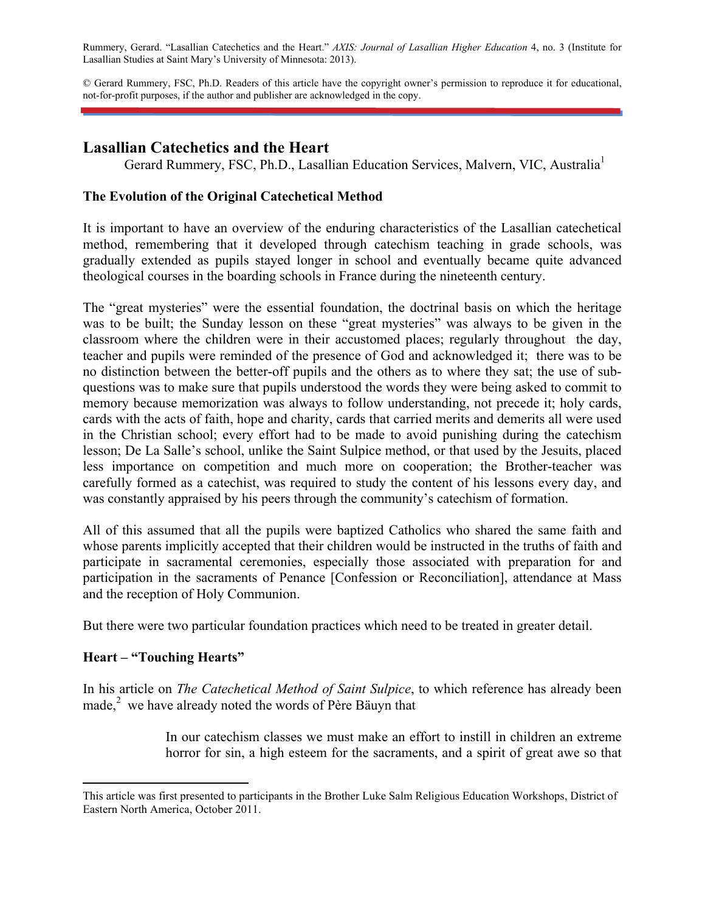Rummery, Gerard. "Lasallian Catechetics and the Heart." *AXIS: Journal of Lasallian Higher Education* 4, no. 3 (Institute for Lasallian Studies at Saint Mary's University of Minnesota: 2013).

© Gerard Rummery, FSC, Ph.D. Readers of this article have the copyright owner's permission to reproduce it for educational, not-for-profit purposes, if the author and publisher are acknowledged in the copy.

# Lasallian Catechetics and the Heart

Gerard Rummery, FSC, Ph.D., Lasallian Education Services, Malvern, VIC, Australia[1]

## The Evolution of the Original Catechetical Method

It is important to have an overview of the enduring characteristics of the Lasallian catechetical method, remembering that it developed through catechism teaching in grade schools, was gradually extended as pupils stayed longer in school and eventually became quite advanced theological courses in the boarding schools in France during the nineteenth century.

The "great mysteries" were the essential foundation, the doctrinal basis on which the heritage was to be built; the Sunday lesson on these "great mysteries" was always to be given in the classroom where the children were in their accustomed places; regularly throughout the day, teacher and pupils were reminded of the presence of God and acknowledged it; there was to be no distinction between the better-off pupils and the others as to where they sat; the use of sub-questions was to make sure that pupils understood the words they were being asked to commit to memory because memorization was always to follow understanding, not precede it; holy cards, cards with the acts of faith, hope and charity, cards that carried merits and demerits all were used in the Christian school; every effort had to be made to avoid punishing during the catechism lesson; De La Salle's school, unlike the Saint Sulpice method, or that used by the Jesuits, placed less importance on competition and much more on cooperation; the Brother-teacher was carefully formed as a catechist, was required to study the content of his lessons every day, and was constantly appraised by his peers through the community's catechism of formation.

All of this assumed that all the pupils were baptized Catholics who shared the same faith and whose parents implicitly accepted that their children would be instructed in the truths of faith and participate in sacramental ceremonies, especially those associated with preparation for and participation in the sacraments of Penance [Confession or Reconciliation], attendance at Mass and the reception of Holy Communion.

But there were two particular foundation practices which need to be treated in greater detail.

## Heart – "Touching Hearts"

In his article on *The Catechetical Method of Saint Sulpice*, to which reference has already been made,[2] we have already noted the words of Père Bäuyn that

> In our catechism classes we must make an effort to instill in children an extreme horror for sin, a high esteem for the sacraments, and a spirit of great awe so that

---

[1] This article was first presented to participants in the Brother Luke Salm Religious Education Workshops, District of Eastern North America, October 2011.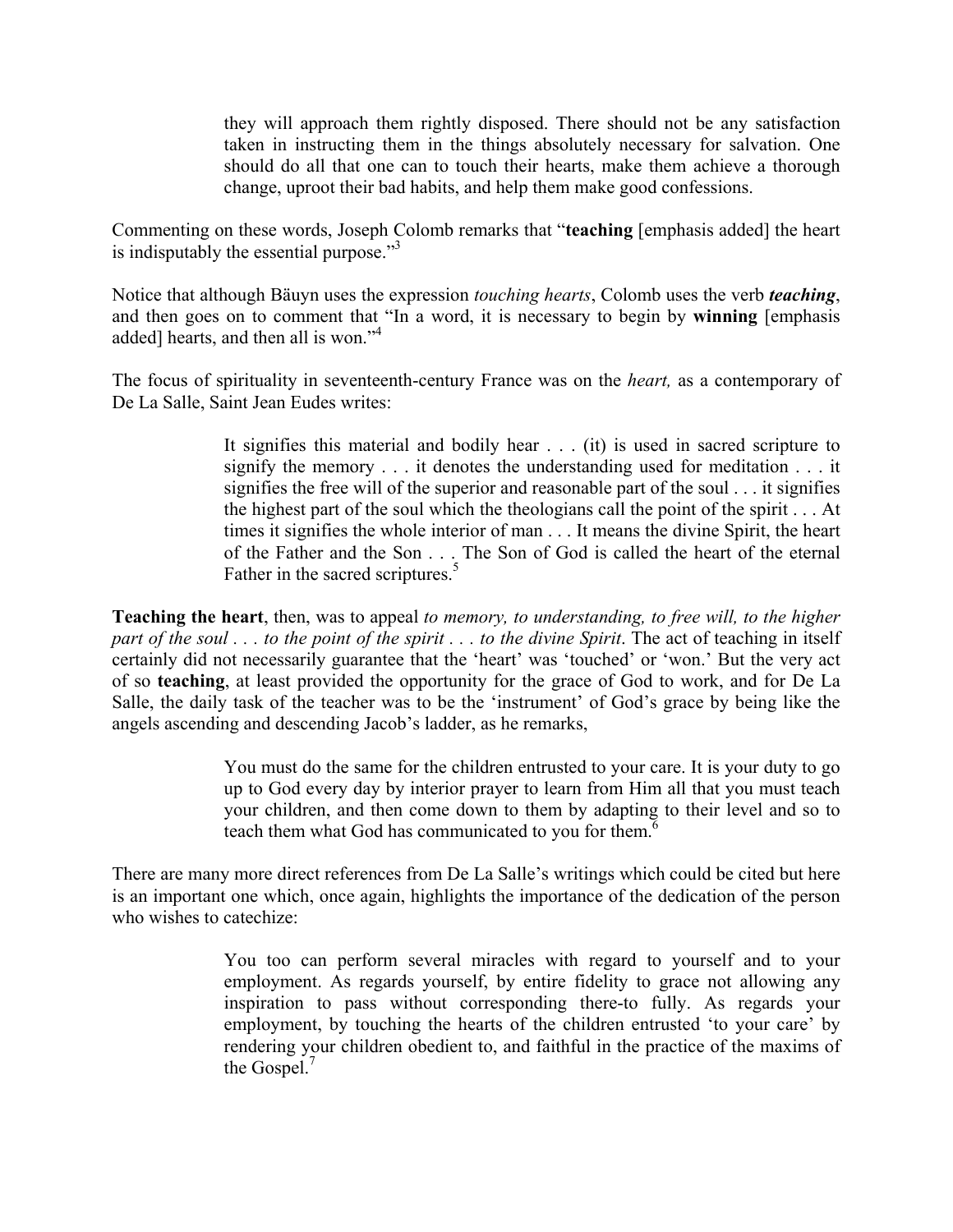> they will approach them rightly disposed. There should not be any satisfaction taken in instructing them in the things absolutely necessary for salvation. One should do all that one can to touch their hearts, make them achieve a thorough change, uproot their bad habits, and help them make good confessions.

Commenting on these words, Joseph Colomb remarks that "**teaching** [emphasis added] the heart is indisputably the essential purpose."[3]

Notice that although Bäuyn uses the expression *touching hearts*, Colomb uses the verb ***teaching***, and then goes on to comment that "In a word, it is necessary to begin by **winning** [emphasis added] hearts, and then all is won."[4]

The focus of spirituality in seventeenth-century France was on the *heart,* as a contemporary of De La Salle, Saint Jean Eudes writes:

> It signifies this material and bodily hear . . . (it) is used in sacred scripture to signify the memory . . . it denotes the understanding used for meditation . . . it signifies the free will of the superior and reasonable part of the soul . . . it signifies the highest part of the soul which the theologians call the point of the spirit . . . At times it signifies the whole interior of man . . . It means the divine Spirit, the heart of the Father and the Son . . . The Son of God is called the heart of the eternal Father in the sacred scriptures.[5]

**Teaching the heart**, then, was to appeal *to memory, to understanding, to free will, to the higher part of the soul . . . to the point of the spirit . . . to the divine Spirit*. The act of teaching in itself certainly did not necessarily guarantee that the 'heart' was 'touched' or 'won.' But the very act of so **teaching**, at least provided the opportunity for the grace of God to work, and for De La Salle, the daily task of the teacher was to be the 'instrument' of God's grace by being like the angels ascending and descending Jacob's ladder, as he remarks,

> You must do the same for the children entrusted to your care. It is your duty to go up to God every day by interior prayer to learn from Him all that you must teach your children, and then come down to them by adapting to their level and so to teach them what God has communicated to you for them.[6]

There are many more direct references from De La Salle's writings which could be cited but here is an important one which, once again, highlights the importance of the dedication of the person who wishes to catechize:

> You too can perform several miracles with regard to yourself and to your employment. As regards yourself, by entire fidelity to grace not allowing any inspiration to pass without corresponding there-to fully. As regards your employment, by touching the hearts of the children entrusted 'to your care' by rendering your children obedient to, and faithful in the practice of the maxims of the Gospel.[7]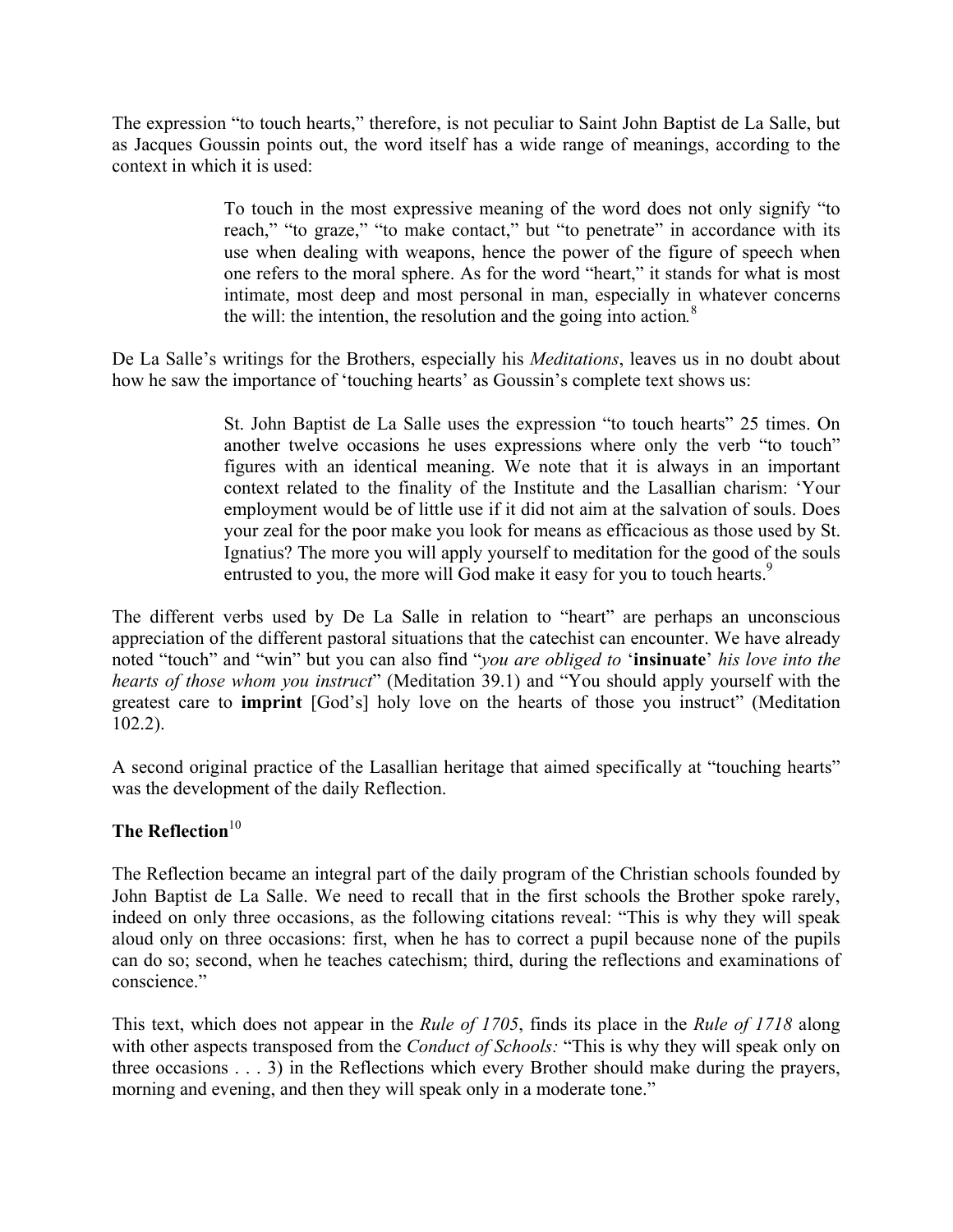The expression "to touch hearts," therefore, is not peculiar to Saint John Baptist de La Salle, but as Jacques Goussin points out, the word itself has a wide range of meanings, according to the context in which it is used:

> To touch in the most expressive meaning of the word does not only signify "to reach," "to graze," "to make contact," but "to penetrate" in accordance with its use when dealing with weapons, hence the power of the figure of speech when one refers to the moral sphere. As for the word "heart," it stands for what is most intimate, most deep and most personal in man, especially in whatever concerns the will: the intention, the resolution and the going into action.[8]

De La Salle's writings for the Brothers, especially his *Meditations*, leaves us in no doubt about how he saw the importance of 'touching hearts' as Goussin's complete text shows us:

> St. John Baptist de La Salle uses the expression "to touch hearts" 25 times. On another twelve occasions he uses expressions where only the verb "to touch" figures with an identical meaning. We note that it is always in an important context related to the finality of the Institute and the Lasallian charism: 'Your employment would be of little use if it did not aim at the salvation of souls. Does your zeal for the poor make you look for means as efficacious as those used by St. Ignatius? The more you will apply yourself to meditation for the good of the souls entrusted to you, the more will God make it easy for you to touch hearts.[9]

The different verbs used by De La Salle in relation to "heart" are perhaps an unconscious appreciation of the different pastoral situations that the catechist can encounter. We have already noted "touch" and "win" but you can also find "*you are obliged to* '**insinuate**' *his love into the hearts of those whom you instruct*" (Meditation 39.1) and "You should apply yourself with the greatest care to **imprint** [God's] holy love on the hearts of those you instruct" (Meditation 102.2).

A second original practice of the Lasallian heritage that aimed specifically at "touching hearts" was the development of the daily Reflection.

**The Reflection**[10]

The Reflection became an integral part of the daily program of the Christian schools founded by John Baptist de La Salle. We need to recall that in the first schools the Brother spoke rarely, indeed on only three occasions, as the following citations reveal: "This is why they will speak aloud only on three occasions: first, when he has to correct a pupil because none of the pupils can do so; second, when he teaches catechism; third, during the reflections and examinations of conscience."

This text, which does not appear in the *Rule of 1705*, finds its place in the *Rule of 1718* along with other aspects transposed from the *Conduct of Schools:* "This is why they will speak only on three occasions . . . 3) in the Reflections which every Brother should make during the prayers, morning and evening, and then they will speak only in a moderate tone."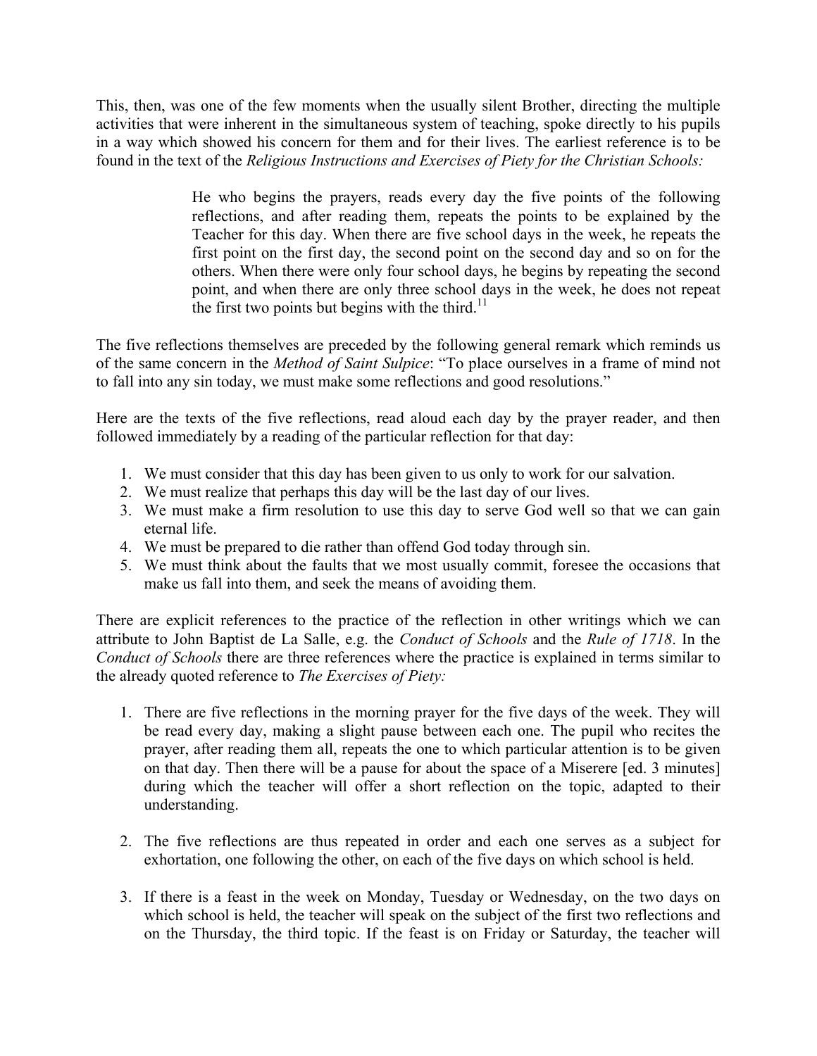This, then, was one of the few moments when the usually silent Brother, directing the multiple activities that were inherent in the simultaneous system of teaching, spoke directly to his pupils in a way which showed his concern for them and for their lives. The earliest reference is to be found in the text of the *Religious Instructions and Exercises of Piety for the Christian Schools:*

> He who begins the prayers, reads every day the five points of the following reflections, and after reading them, repeats the points to be explained by the Teacher for this day. When there are five school days in the week, he repeats the first point on the first day, the second point on the second day and so on for the others. When there were only four school days, he begins by repeating the second point, and when there are only three school days in the week, he does not repeat the first two points but begins with the third.[11]

The five reflections themselves are preceded by the following general remark which reminds us of the same concern in the *Method of Saint Sulpice*: "To place ourselves in a frame of mind not to fall into any sin today, we must make some reflections and good resolutions."

Here are the texts of the five reflections, read aloud each day by the prayer reader, and then followed immediately by a reading of the particular reflection for that day:

1. We must consider that this day has been given to us only to work for our salvation.
2. We must realize that perhaps this day will be the last day of our lives.
3. We must make a firm resolution to use this day to serve God well so that we can gain eternal life.
4. We must be prepared to die rather than offend God today through sin.
5. We must think about the faults that we most usually commit, foresee the occasions that make us fall into them, and seek the means of avoiding them.

There are explicit references to the practice of the reflection in other writings which we can attribute to John Baptist de La Salle, e.g. the *Conduct of Schools* and the *Rule of 1718*. In the *Conduct of Schools* there are three references where the practice is explained in terms similar to the already quoted reference to *The Exercises of Piety:*

1. There are five reflections in the morning prayer for the five days of the week. They will be read every day, making a slight pause between each one. The pupil who recites the prayer, after reading them all, repeats the one to which particular attention is to be given on that day. Then there will be a pause for about the space of a Miserere [ed. 3 minutes] during which the teacher will offer a short reflection on the topic, adapted to their understanding.

2. The five reflections are thus repeated in order and each one serves as a subject for exhortation, one following the other, on each of the five days on which school is held.

3. If there is a feast in the week on Monday, Tuesday or Wednesday, on the two days on which school is held, the teacher will speak on the subject of the first two reflections and on the Thursday, the third topic. If the feast is on Friday or Saturday, the teacher will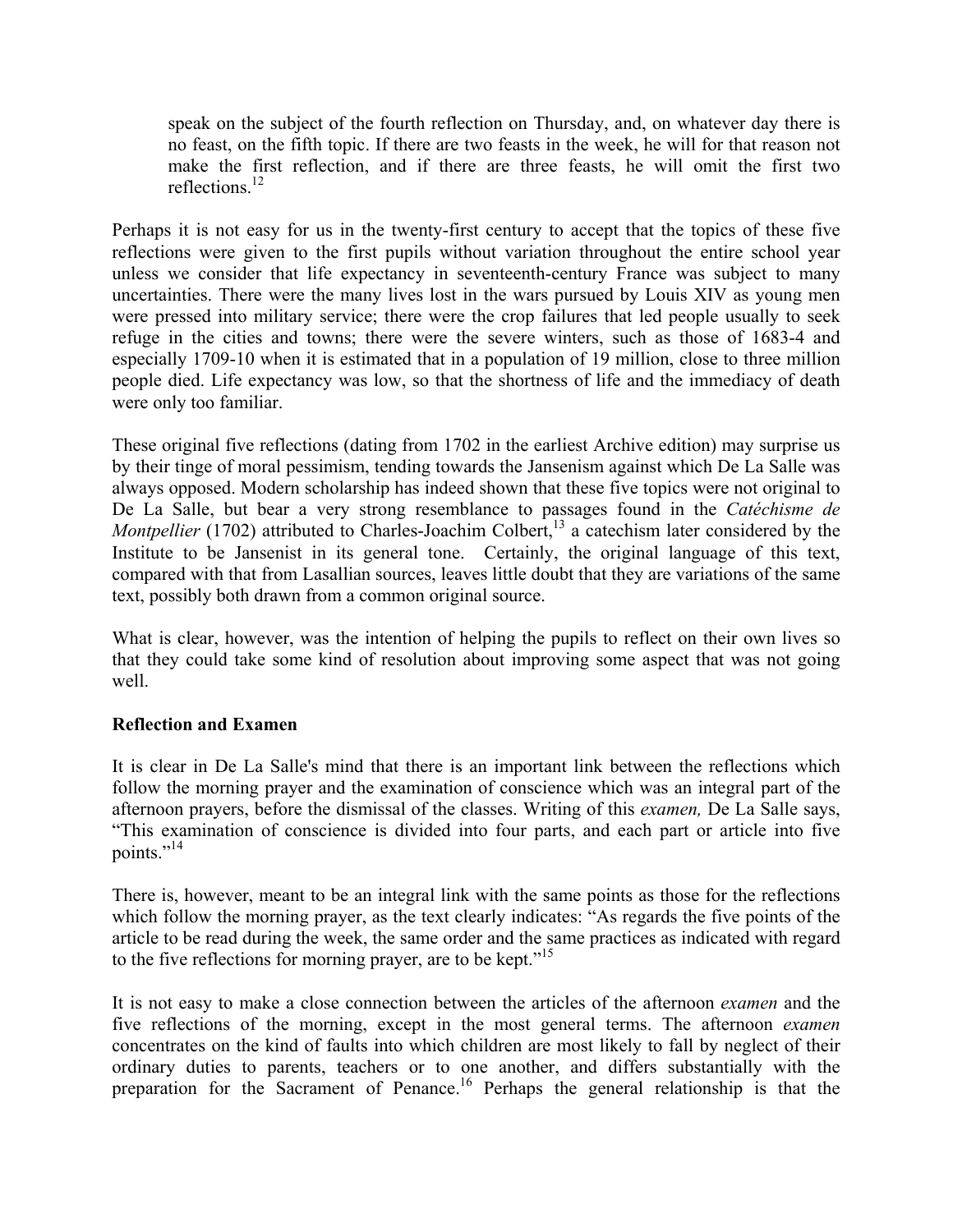> speak on the subject of the fourth reflection on Thursday, and, on whatever day there is no feast, on the fifth topic. If there are two feasts in the week, he will for that reason not make the first reflection, and if there are three feasts, he will omit the first two reflections.[12]

Perhaps it is not easy for us in the twenty-first century to accept that the topics of these five reflections were given to the first pupils without variation throughout the entire school year unless we consider that life expectancy in seventeenth-century France was subject to many uncertainties. There were the many lives lost in the wars pursued by Louis XIV as young men were pressed into military service; there were the crop failures that led people usually to seek refuge in the cities and towns; there were the severe winters, such as those of 1683-4 and especially 1709-10 when it is estimated that in a population of 19 million, close to three million people died. Life expectancy was low, so that the shortness of life and the immediacy of death were only too familiar.

These original five reflections (dating from 1702 in the earliest Archive edition) may surprise us by their tinge of moral pessimism, tending towards the Jansenism against which De La Salle was always opposed. Modern scholarship has indeed shown that these five topics were not original to De La Salle, but bear a very strong resemblance to passages found in the *Catéchisme de Montpellier* (1702) attributed to Charles-Joachim Colbert,[13] a catechism later considered by the Institute to be Jansenist in its general tone. Certainly, the original language of this text, compared with that from Lasallian sources, leaves little doubt that they are variations of the same text, possibly both drawn from a common original source.

What is clear, however, was the intention of helping the pupils to reflect on their own lives so that they could take some kind of resolution about improving some aspect that was not going well.

**Reflection and Examen**

It is clear in De La Salle's mind that there is an important link between the reflections which follow the morning prayer and the examination of conscience which was an integral part of the afternoon prayers, before the dismissal of the classes. Writing of this *examen,* De La Salle says, "This examination of conscience is divided into four parts, and each part or article into five points."[14]

There is, however, meant to be an integral link with the same points as those for the reflections which follow the morning prayer, as the text clearly indicates: "As regards the five points of the article to be read during the week, the same order and the same practices as indicated with regard to the five reflections for morning prayer, are to be kept."[15]

It is not easy to make a close connection between the articles of the afternoon *examen* and the five reflections of the morning, except in the most general terms. The afternoon *examen* concentrates on the kind of faults into which children are most likely to fall by neglect of their ordinary duties to parents, teachers or to one another, and differs substantially with the preparation for the Sacrament of Penance.[16] Perhaps the general relationship is that the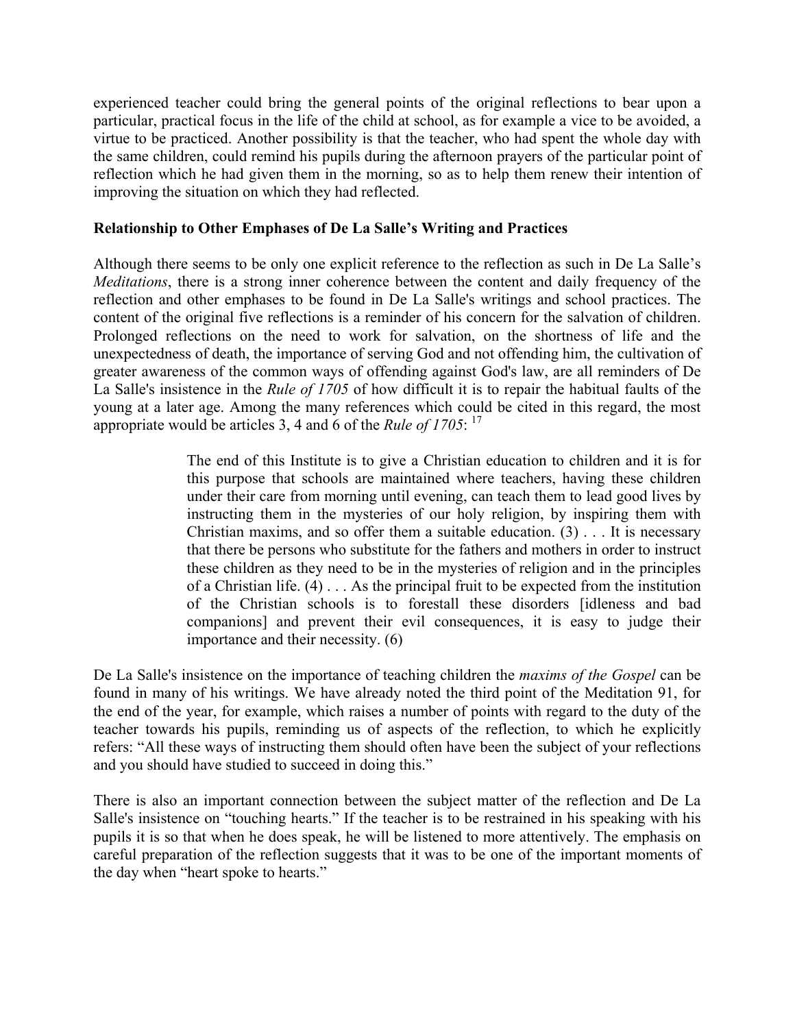experienced teacher could bring the general points of the original reflections to bear upon a particular, practical focus in the life of the child at school, as for example a vice to be avoided, a virtue to be practiced. Another possibility is that the teacher, who had spent the whole day with the same children, could remind his pupils during the afternoon prayers of the particular point of reflection which he had given them in the morning, so as to help them renew their intention of improving the situation on which they had reflected.

**Relationship to Other Emphases of De La Salle's Writing and Practices**

Although there seems to be only one explicit reference to the reflection as such in De La Salle's *Meditations*, there is a strong inner coherence between the content and daily frequency of the reflection and other emphases to be found in De La Salle's writings and school practices. The content of the original five reflections is a reminder of his concern for the salvation of children. Prolonged reflections on the need to work for salvation, on the shortness of life and the unexpectedness of death, the importance of serving God and not offending him, the cultivation of greater awareness of the common ways of offending against God's law, are all reminders of De La Salle's insistence in the *Rule of 1705* of how difficult it is to repair the habitual faults of the young at a later age. Among the many references which could be cited in this regard, the most appropriate would be articles 3, 4 and 6 of the *Rule of 1705*: [17]

> The end of this Institute is to give a Christian education to children and it is for this purpose that schools are maintained where teachers, having these children under their care from morning until evening, can teach them to lead good lives by instructing them in the mysteries of our holy religion, by inspiring them with Christian maxims, and so offer them a suitable education. (3) . . . It is necessary that there be persons who substitute for the fathers and mothers in order to instruct these children as they need to be in the mysteries of religion and in the principles of a Christian life. (4) . . . As the principal fruit to be expected from the institution of the Christian schools is to forestall these disorders [idleness and bad companions] and prevent their evil consequences, it is easy to judge their importance and their necessity. (6)

De La Salle's insistence on the importance of teaching children the *maxims of the Gospel* can be found in many of his writings. We have already noted the third point of the Meditation 91, for the end of the year, for example, which raises a number of points with regard to the duty of the teacher towards his pupils, reminding us of aspects of the reflection, to which he explicitly refers: "All these ways of instructing them should often have been the subject of your reflections and you should have studied to succeed in doing this."

There is also an important connection between the subject matter of the reflection and De La Salle's insistence on "touching hearts." If the teacher is to be restrained in his speaking with his pupils it is so that when he does speak, he will be listened to more attentively. The emphasis on careful preparation of the reflection suggests that it was to be one of the important moments of the day when "heart spoke to hearts."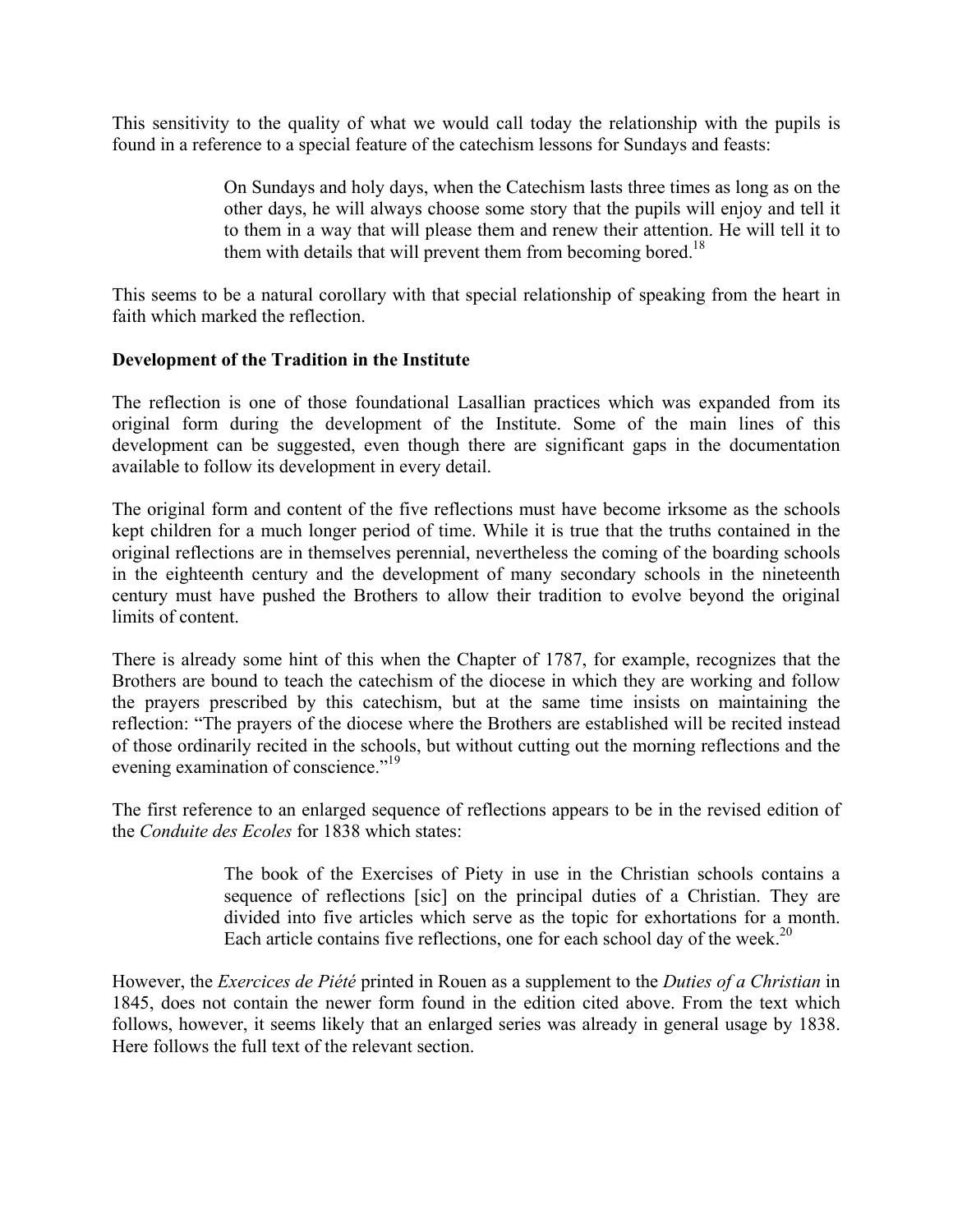This sensitivity to the quality of what we would call today the relationship with the pupils is found in a reference to a special feature of the catechism lessons for Sundays and feasts:

> On Sundays and holy days, when the Catechism lasts three times as long as on the other days, he will always choose some story that the pupils will enjoy and tell it to them in a way that will please them and renew their attention. He will tell it to them with details that will prevent them from becoming bored.[18]

This seems to be a natural corollary with that special relationship of speaking from the heart in faith which marked the reflection.

**Development of the Tradition in the Institute**

The reflection is one of those foundational Lasallian practices which was expanded from its original form during the development of the Institute. Some of the main lines of this development can be suggested, even though there are significant gaps in the documentation available to follow its development in every detail.

The original form and content of the five reflections must have become irksome as the schools kept children for a much longer period of time. While it is true that the truths contained in the original reflections are in themselves perennial, nevertheless the coming of the boarding schools in the eighteenth century and the development of many secondary schools in the nineteenth century must have pushed the Brothers to allow their tradition to evolve beyond the original limits of content.

There is already some hint of this when the Chapter of 1787, for example, recognizes that the Brothers are bound to teach the catechism of the diocese in which they are working and follow the prayers prescribed by this catechism, but at the same time insists on maintaining the reflection: "The prayers of the diocese where the Brothers are established will be recited instead of those ordinarily recited in the schools, but without cutting out the morning reflections and the evening examination of conscience."[19]

The first reference to an enlarged sequence of reflections appears to be in the revised edition of the *Conduite des Ecoles* for 1838 which states:

> The book of the Exercises of Piety in use in the Christian schools contains a sequence of reflections [sic] on the principal duties of a Christian. They are divided into five articles which serve as the topic for exhortations for a month. Each article contains five reflections, one for each school day of the week.[20]

However, the *Exercices de Piété* printed in Rouen as a supplement to the *Duties of a Christian* in 1845, does not contain the newer form found in the edition cited above. From the text which follows, however, it seems likely that an enlarged series was already in general usage by 1838. Here follows the full text of the relevant section.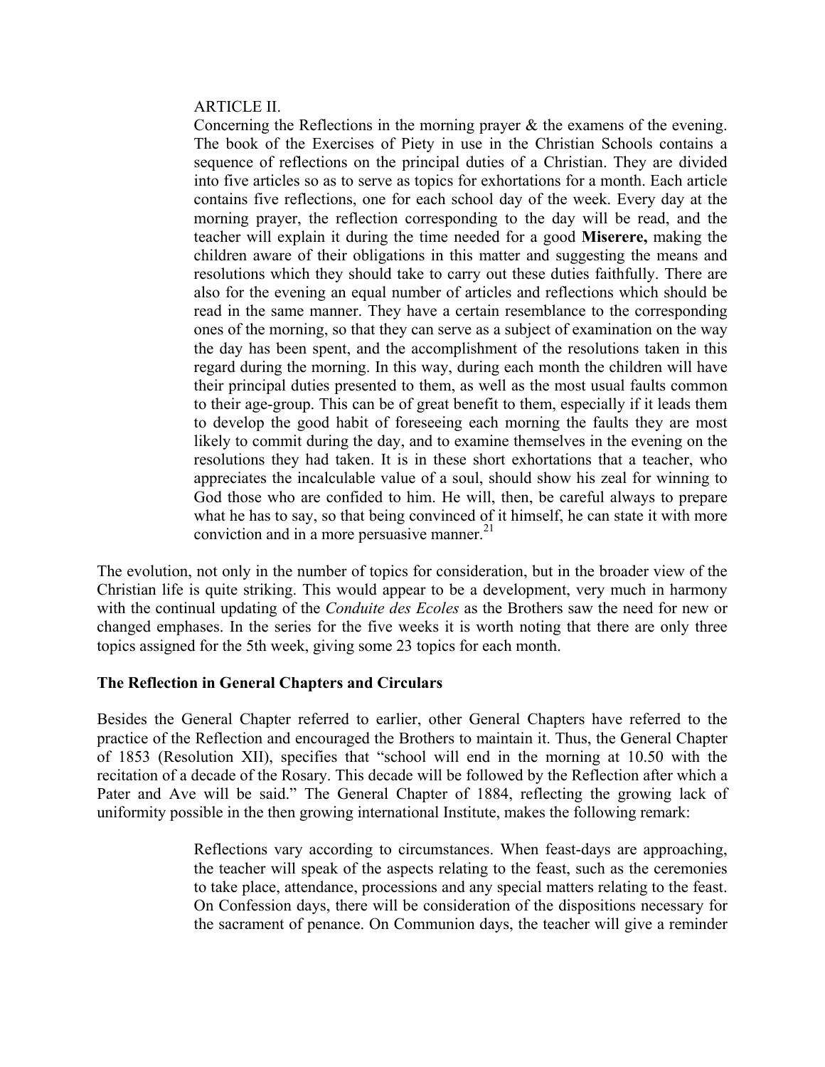> ARTICLE II.
> Concerning the Reflections in the morning prayer & the examens of the evening. The book of the Exercises of Piety in use in the Christian Schools contains a sequence of reflections on the principal duties of a Christian. They are divided into five articles so as to serve as topics for exhortations for a month. Each article contains five reflections, one for each school day of the week. Every day at the morning prayer, the reflection corresponding to the day will be read, and the teacher will explain it during the time needed for a good **Miserere,** making the children aware of their obligations in this matter and suggesting the means and resolutions which they should take to carry out these duties faithfully. There are also for the evening an equal number of articles and reflections which should be read in the same manner. They have a certain resemblance to the corresponding ones of the morning, so that they can serve as a subject of examination on the way the day has been spent, and the accomplishment of the resolutions taken in this regard during the morning. In this way, during each month the children will have their principal duties presented to them, as well as the most usual faults common to their age-group. This can be of great benefit to them, especially if it leads them to develop the good habit of foreseeing each morning the faults they are most likely to commit during the day, and to examine themselves in the evening on the resolutions they had taken. It is in these short exhortations that a teacher, who appreciates the incalculable value of a soul, should show his zeal for winning to God those who are confided to him. He will, then, be careful always to prepare what he has to say, so that being convinced of it himself, he can state it with more conviction and in a more persuasive manner.[21]

The evolution, not only in the number of topics for consideration, but in the broader view of the Christian life is quite striking. This would appear to be a development, very much in harmony with the continual updating of the *Conduite des Ecoles* as the Brothers saw the need for new or changed emphases. In the series for the five weeks it is worth noting that there are only three topics assigned for the 5th week, giving some 23 topics for each month.

**The Reflection in General Chapters and Circulars**

Besides the General Chapter referred to earlier, other General Chapters have referred to the practice of the Reflection and encouraged the Brothers to maintain it. Thus, the General Chapter of 1853 (Resolution XII), specifies that "school will end in the morning at 10.50 with the recitation of a decade of the Rosary. This decade will be followed by the Reflection after which a Pater and Ave will be said." The General Chapter of 1884, reflecting the growing lack of uniformity possible in the then growing international Institute, makes the following remark:

> Reflections vary according to circumstances. When feast-days are approaching, the teacher will speak of the aspects relating to the feast, such as the ceremonies to take place, attendance, processions and any special matters relating to the feast. On Confession days, there will be consideration of the dispositions necessary for the sacrament of penance. On Communion days, the teacher will give a reminder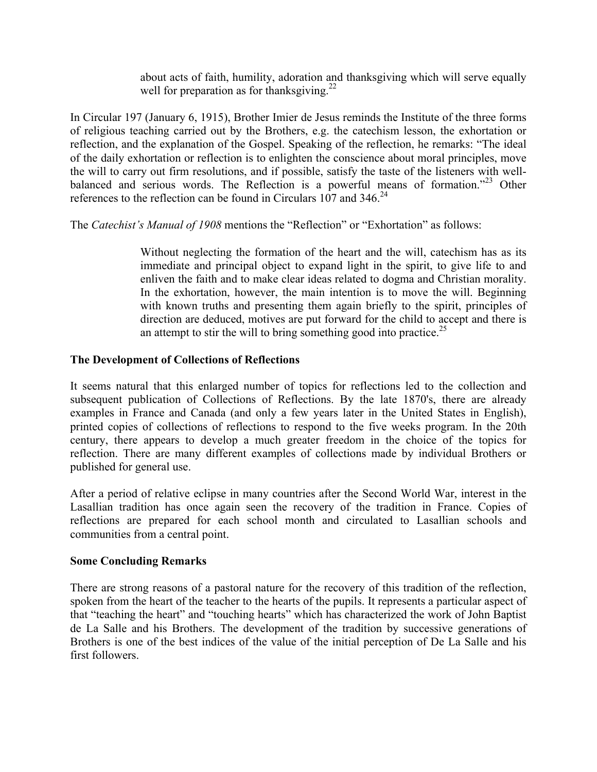> about acts of faith, humility, adoration and thanksgiving which will serve equally well for preparation as for thanksgiving.[22]

In Circular 197 (January 6, 1915), Brother Imier de Jesus reminds the Institute of the three forms of religious teaching carried out by the Brothers, e.g. the catechism lesson, the exhortation or reflection, and the explanation of the Gospel. Speaking of the reflection, he remarks: "The ideal of the daily exhortation or reflection is to enlighten the conscience about moral principles, move the will to carry out firm resolutions, and if possible, satisfy the taste of the listeners with well-balanced and serious words. The Reflection is a powerful means of formation."[23] Other references to the reflection can be found in Circulars 107 and 346.[24]

The *Catechist's Manual of 1908* mentions the "Reflection" or "Exhortation" as follows:

> Without neglecting the formation of the heart and the will, catechism has as its immediate and principal object to expand light in the spirit, to give life to and enliven the faith and to make clear ideas related to dogma and Christian morality. In the exhortation, however, the main intention is to move the will. Beginning with known truths and presenting them again briefly to the spirit, principles of direction are deduced, motives are put forward for the child to accept and there is an attempt to stir the will to bring something good into practice.[25]

**The Development of Collections of Reflections**

It seems natural that this enlarged number of topics for reflections led to the collection and subsequent publication of Collections of Reflections. By the late 1870's, there are already examples in France and Canada (and only a few years later in the United States in English), printed copies of collections of reflections to respond to the five weeks program. In the 20th century, there appears to develop a much greater freedom in the choice of the topics for reflection. There are many different examples of collections made by individual Brothers or published for general use.

After a period of relative eclipse in many countries after the Second World War, interest in the Lasallian tradition has once again seen the recovery of the tradition in France. Copies of reflections are prepared for each school month and circulated to Lasallian schools and communities from a central point.

**Some Concluding Remarks**

There are strong reasons of a pastoral nature for the recovery of this tradition of the reflection, spoken from the heart of the teacher to the hearts of the pupils. It represents a particular aspect of that "teaching the heart" and "touching hearts" which has characterized the work of John Baptist de La Salle and his Brothers. The development of the tradition by successive generations of Brothers is one of the best indices of the value of the initial perception of De La Salle and his first followers.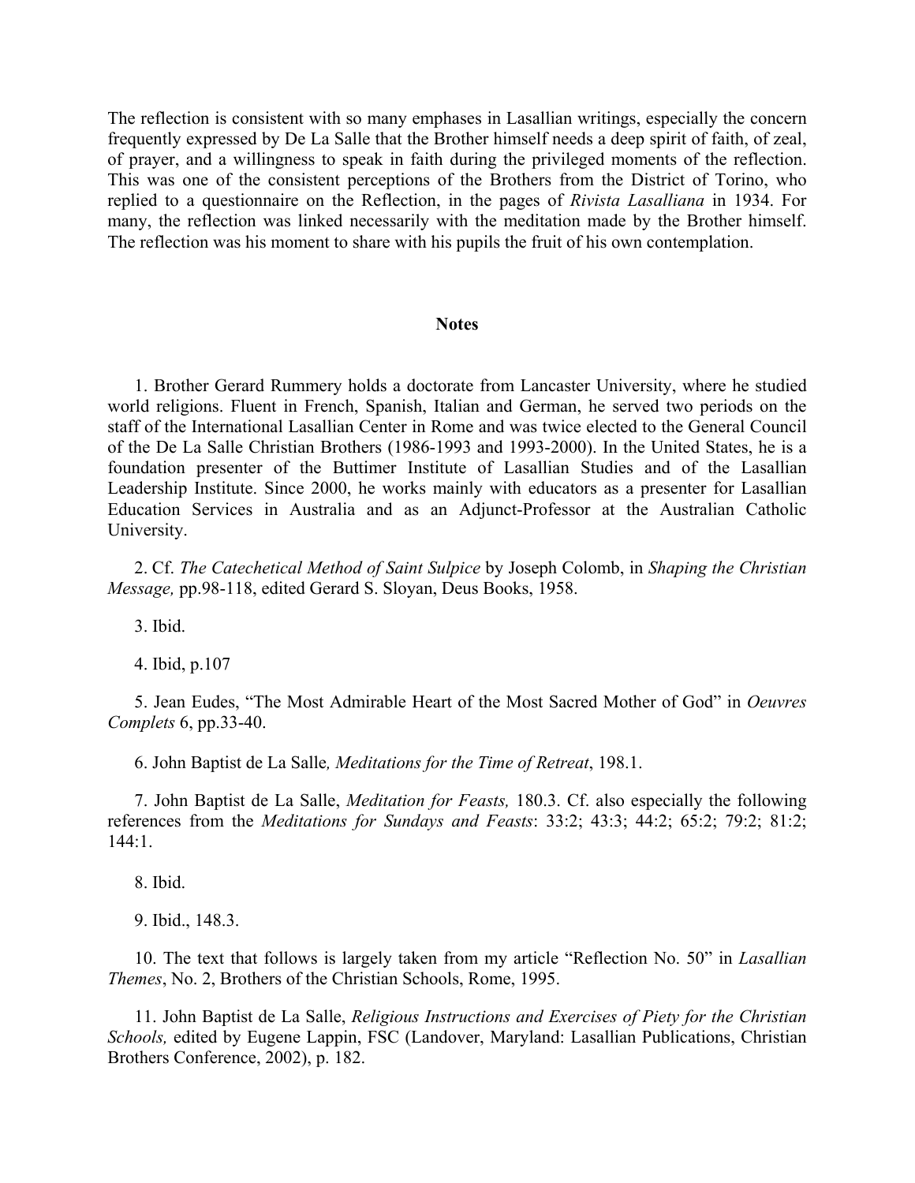The reflection is consistent with so many emphases in Lasallian writings, especially the concern frequently expressed by De La Salle that the Brother himself needs a deep spirit of faith, of zeal, of prayer, and a willingness to speak in faith during the privileged moments of the reflection. This was one of the consistent perceptions of the Brothers from the District of Torino, who replied to a questionnaire on the Reflection, in the pages of *Rivista Lasalliana* in 1934. For many, the reflection was linked necessarily with the meditation made by the Brother himself. The reflection was his moment to share with his pupils the fruit of his own contemplation.

## Notes

1. Brother Gerard Rummery holds a doctorate from Lancaster University, where he studied world religions. Fluent in French, Spanish, Italian and German, he served two periods on the staff of the International Lasallian Center in Rome and was twice elected to the General Council of the De La Salle Christian Brothers (1986-1993 and 1993-2000). In the United States, he is a foundation presenter of the Buttimer Institute of Lasallian Studies and of the Lasallian Leadership Institute. Since 2000, he works mainly with educators as a presenter for Lasallian Education Services in Australia and as an Adjunct-Professor at the Australian Catholic University.

2. Cf. *The Catechetical Method of Saint Sulpice* by Joseph Colomb, in *Shaping the Christian Message,* pp.98-118, edited Gerard S. Sloyan, Deus Books, 1958.

3. Ibid.

4. Ibid, p.107

5. Jean Eudes, "The Most Admirable Heart of the Most Sacred Mother of God" in *Oeuvres Complets* 6, pp.33-40.

6. John Baptist de La Salle*, Meditations for the Time of Retreat*, 198.1.

7. John Baptist de La Salle, *Meditation for Feasts,* 180.3. Cf. also especially the following references from the *Meditations for Sundays and Feasts*: 33:2; 43:3; 44:2; 65:2; 79:2; 81:2; 144:1.

8. Ibid.

9. Ibid., 148.3.

10. The text that follows is largely taken from my article "Reflection No. 50" in *Lasallian Themes*, No. 2, Brothers of the Christian Schools, Rome, 1995.

11. John Baptist de La Salle, *Religious Instructions and Exercises of Piety for the Christian Schools,* edited by Eugene Lappin, FSC (Landover, Maryland: Lasallian Publications, Christian Brothers Conference, 2002), p. 182.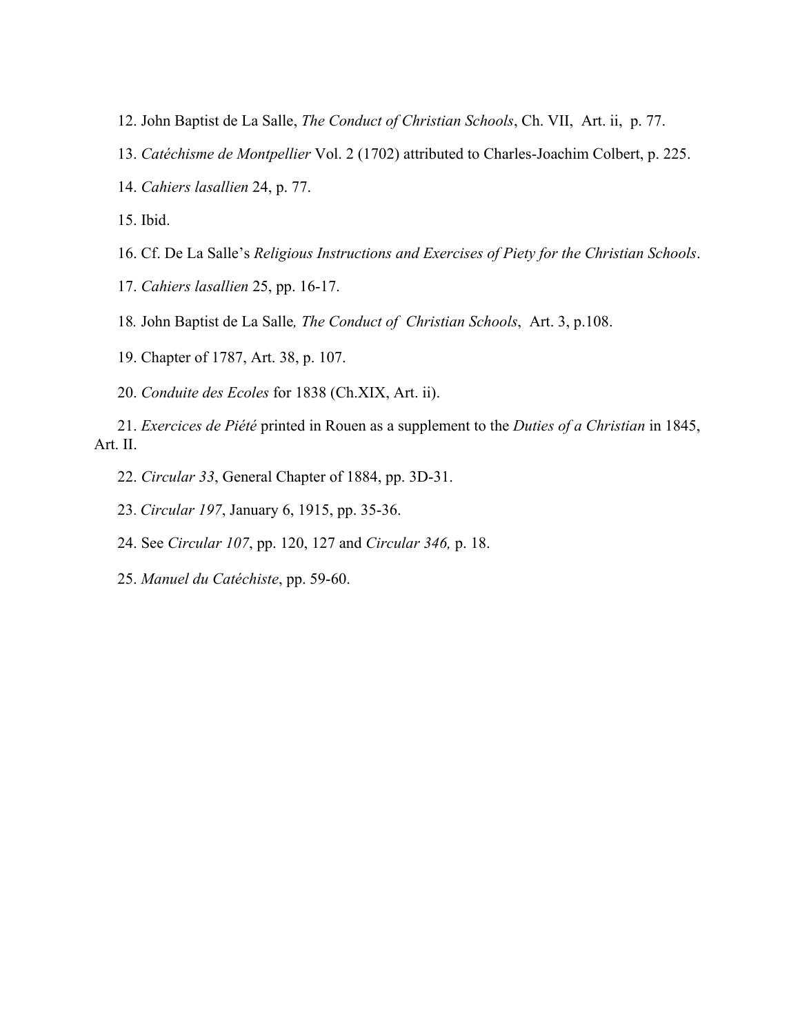12. John Baptist de La Salle, *The Conduct of Christian Schools*, Ch. VII, Art. ii, p. 77.

13. *Catéchisme de Montpellier* Vol. 2 (1702) attributed to Charles-Joachim Colbert, p. 225.

14. *Cahiers lasallien* 24, p. 77.

15. Ibid.

16. Cf. De La Salle's *Religious Instructions and Exercises of Piety for the Christian Schools*.

17. *Cahiers lasallien* 25, pp. 16-17.

18. John Baptist de La Salle*, The Conduct of Christian Schools*, Art. 3, p.108.

19. Chapter of 1787, Art. 38, p. 107.

20. *Conduite des Ecoles* for 1838 (Ch.XIX, Art. ii).

21. *Exercices de Piété* printed in Rouen as a supplement to the *Duties of a Christian* in 1845, Art. II.

22. *Circular 33*, General Chapter of 1884, pp. 3D-31.

23. *Circular 197*, January 6, 1915, pp. 35-36.

24. See *Circular 107*, pp. 120, 127 and *Circular 346,* p. 18.

25. *Manuel du Catéchiste*, pp. 59-60.